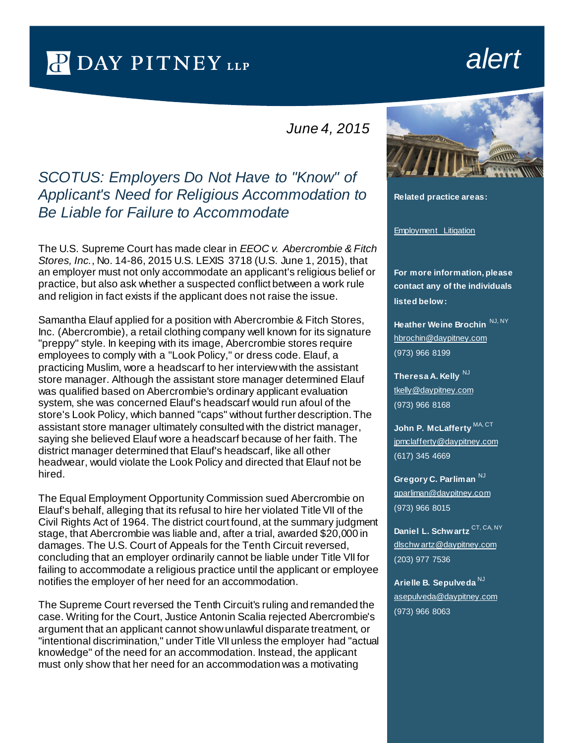DAY PITNEY LLP

*alert*

*June 4, 2015*

# *SCOTUS: Employers Do Not Have to "Know" of Applicant's Need for Religious Accommodation to Be Liable for Failure to Accommodate*

The U.S. Supreme Court has made clear in *EEOC v. Abercrombie & Fitch Stores, Inc.*, No. 14-86, 2015 U.S. LEXIS 3718 (U.S. June 1, 2015), that an employer must not only accommodate an applicant's religious belief or practice, but also ask whether a suspected conflict between a work rule and religion in fact exists if the applicant does not raise the issue.

Samantha Elauf applied for a position with Abercrombie & Fitch Stores, Inc. (Abercrombie), a retail clothing company well known for its signature "preppy" style. In keeping with its image, Abercrombie stores require employees to comply with a "Look Policy," or dress code. Elauf, a practicing Muslim, wore a headscarf to her interview with the assistant store manager. Although the assistant store manager determined Elauf was qualified based on Abercrombie's ordinary applicant evaluation system, she was concerned Elauf's headscarf would run afoul of the store's Look Policy, which banned "caps" without further description. The assistant store manager ultimately consulted with the district manager, saying she believed Elauf wore a headscarf because of her faith. The district manager determined that Elauf's headscarf, like all other headwear, would violate the Look Policy and directed that Elauf not be hired.

The Equal Employment Opportunity Commission sued Abercrombie on Elauf's behalf, alleging that its refusal to hire her violated Title VII of the Civil Rights Act of 1964. The district court found, at the summary judgment stage, that Abercrombie was liable and, after a trial, awarded $20,000 in damages. The U.S. Court of Appeals for the Tenth Circuit reversed, concluding that an employer ordinarily cannot be liable under Title VII for failing to accommodate a religious practice until the applicant or employee notifies the employer of her need for an accommodation.

The Supreme Court reversed the Tenth Circuit's ruling and remanded the case. Writing for the Court, Justice Antonin Scalia rejected Abercrombie's argument that an applicant cannot show unlawful disparate treatment, or "intentional discrimination," under Title VII unless the employer had "actual knowledge" of the need for an accommodation. Instead, the applicant must only show that her need for an accommodation was a motivating

**Related practice areas:**

Employment Litigation

**For more information, please contact any of the individuals listed below:**

**Heather Weine Brochin** NJ, NY
hbrochin@daypitney.com
(973) 966 8199

**Theresa A. Kelly** NJ
tkelly@daypitney.com
(973) 966 8168

**John P. McLafferty** MA, CT
jpmclafferty@daypitney.com
(617) 345 4669

**Gregory C. Parliman** NJ
gparliman@daypitney.com
(973) 966 8015

**Daniel L. Schwartz** CT, CA, NY
dlschwartz@daypitney.com
(203) 977 7536

**Arielle B. Sepulveda** NJ
asepulveda@daypitney.com
(973) 966 8063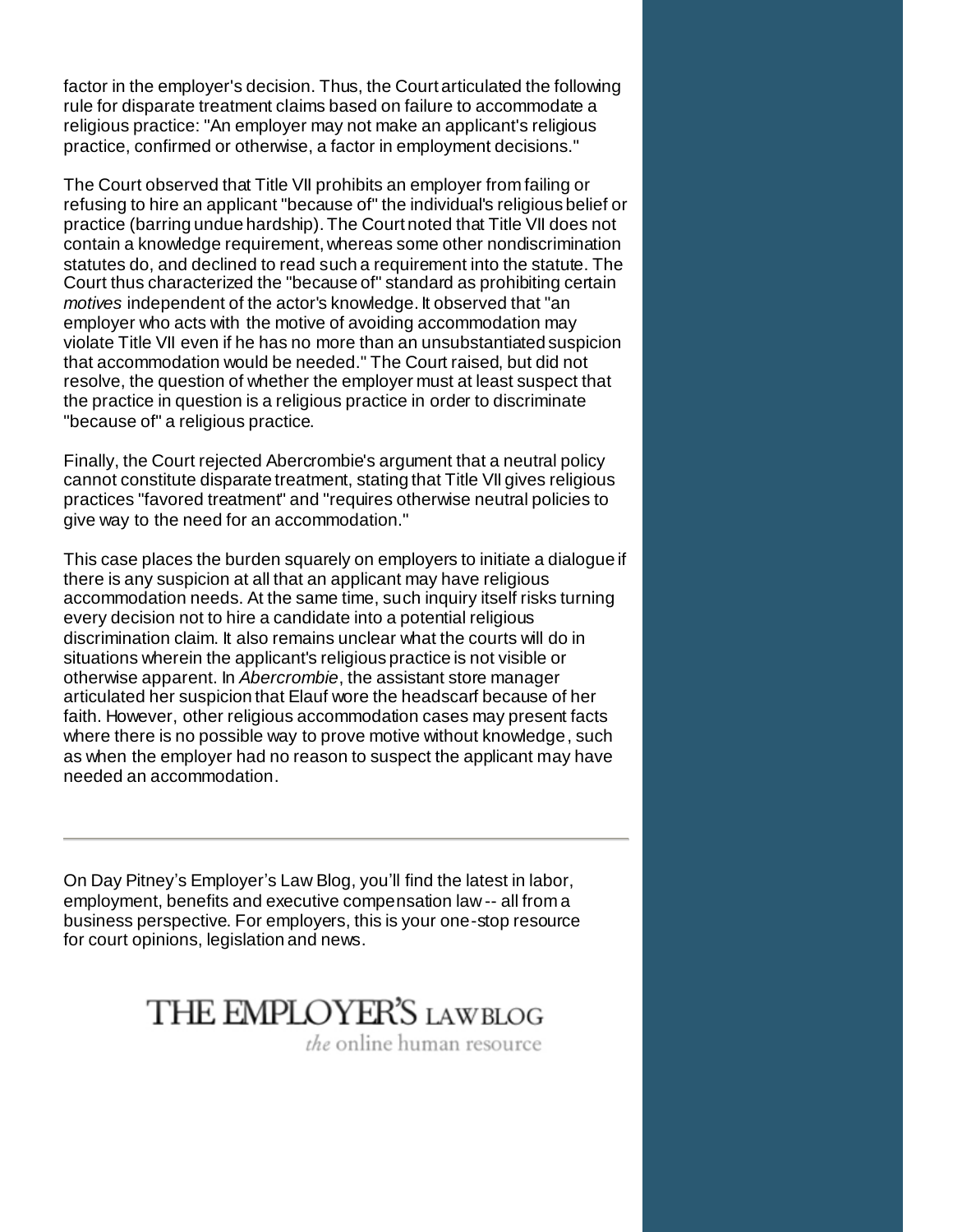factor in the employer's decision. Thus, the Court articulated the following rule for disparate treatment claims based on failure to accommodate a religious practice: "An employer may not make an applicant's religious practice, confirmed or otherwise, a factor in employment decisions."

The Court observed that Title VII prohibits an employer from failing or refusing to hire an applicant "because of" the individual's religious belief or practice (barring undue hardship). The Court noted that Title VII does not contain a knowledge requirement, whereas some other nondiscrimination statutes do, and declined to read such a requirement into the statute. The Court thus characterized the "because of" standard as prohibiting certain *motives* independent of the actor's knowledge. It observed that "an employer who acts with the motive of avoiding accommodation may violate Title VII even if he has no more than an unsubstantiated suspicion that accommodation would be needed." The Court raised, but did not resolve, the question of whether the employer must at least suspect that the practice in question is a religious practice in order to discriminate "because of" a religious practice.

Finally, the Court rejected Abercrombie's argument that a neutral policy cannot constitute disparate treatment, stating that Title VII gives religious practices "favored treatment" and "requires otherwise neutral policies to give way to the need for an accommodation."

This case places the burden squarely on employers to initiate a dialogue if there is any suspicion at all that an applicant may have religious accommodation needs. At the same time, such inquiry itself risks turning every decision not to hire a candidate into a potential religious discrimination claim. It also remains unclear what the courts will do in situations wherein the applicant's religious practice is not visible or otherwise apparent. In *Abercrombie*, the assistant store manager articulated her suspicion that Elauf wore the headscarf because of her faith. However, other religious accommodation cases may present facts where there is no possible way to prove motive without knowledge, such as when the employer had no reason to suspect the applicant may have needed an accommodation.

---

On Day Pitney's Employer's Law Blog, you'll find the latest in labor, employment, benefits and executive compensation law -- all from a business perspective. For employers, this is your one-stop resource for court opinions, legislation and news.

THE EMPLOYER'S LAW BLOG

*the* online human resource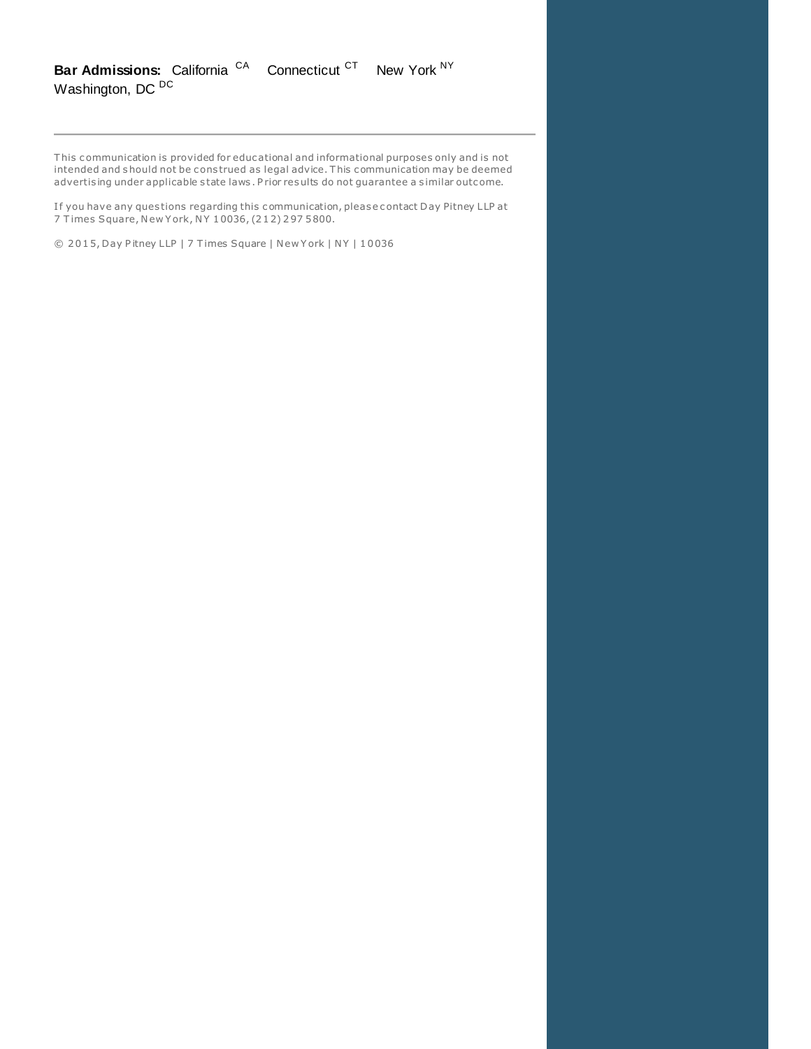**Bar Admissions:** California [CA] Connecticut [CT] New York [NY] Washington, DC [DC]

---

This communication is provided for educational and informational purposes only and is not intended and should not be construed as legal advice. This communication may be deemed advertising under applicable state laws. Prior results do not guarantee a similar outcome.

If you have any questions regarding this communication, please contact Day Pitney LLP at 7 Times Square, New York, NY 10036, (212) 297 5800.

© 2015, Day Pitney LLP | 7 Times Square | New York | NY | 10036